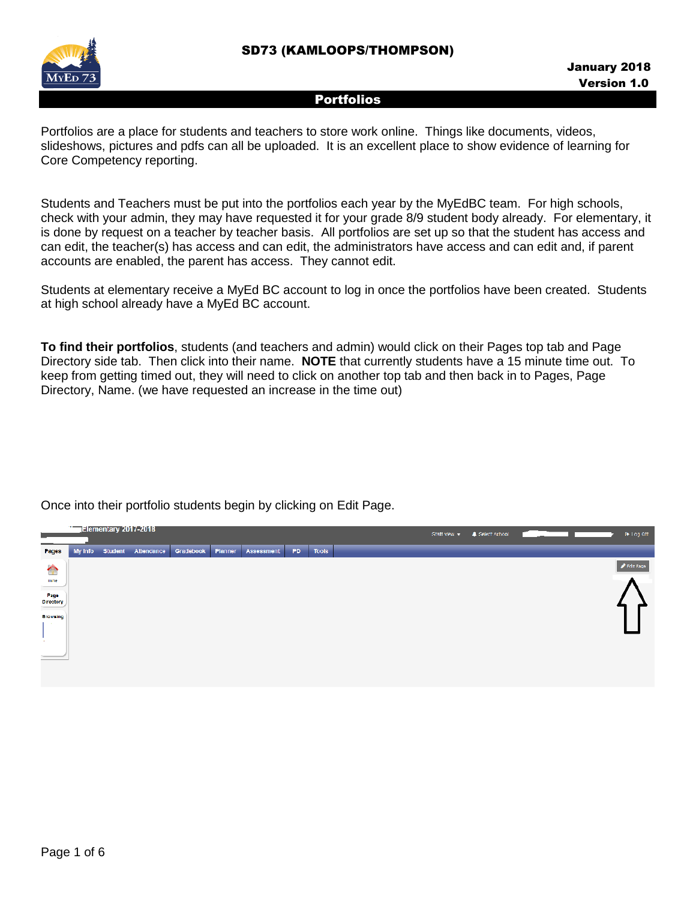# Portfolios

Portfolios are a place for students and teachers to store work online. Things like documents, videos, slideshows, pictures and pdfs can all be uploaded. It is an excellent place to show evidence of learning for Core Competency reporting.

Students and Teachers must be put into the portfolios each year by the MyEdBC team. For high schools, check with your admin, they may have requested it for your grade 8/9 student body already. For elementary, it is done by request on a teacher by teacher basis. All portfolios are set up so that the student has access and can edit, the teacher(s) has access and can edit, the administrators have access and can edit and, if parent accounts are enabled, the parent has access. They cannot edit.

Students at elementary receive a MyEd BC account to log in once the portfolios have been created. Students at high school already have a MyEd BC account.

**To find their portfolios**, students (and teachers and admin) would click on their Pages top tab and Page Directory side tab. Then click into their name. **NOTE** that currently students have a 15 minute time out. To keep from getting timed out, they will need to click on another top tab and then back in to Pages, Page Directory, Name. (we have requested an increase in the time out)

Once into their portfolio students begin by clicking on Edit Page.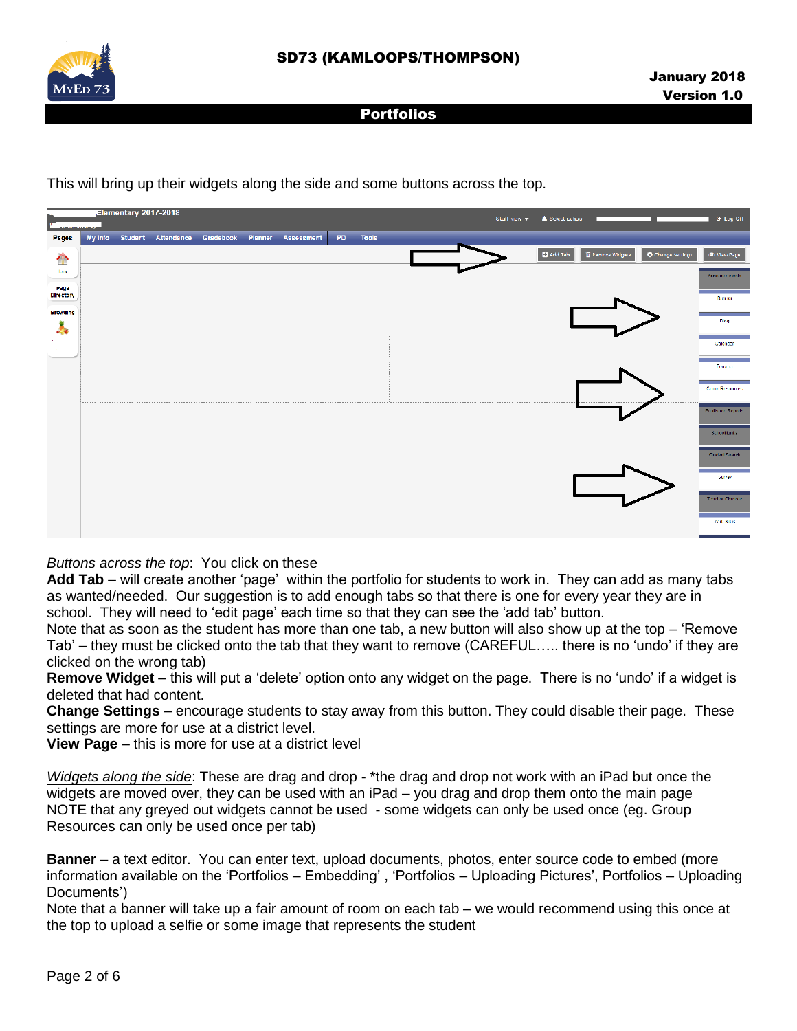## Portfolios

This will bring up their widgets along the side and some buttons across the top.

*Buttons across the top*: You click on these

**Add Tab** – will create another 'page' within the portfolio for students to work in. They can add as many tabs as wanted/needed. Our suggestion is to add enough tabs so that there is one for every year they are in school. They will need to 'edit page' each time so that they can see the 'add tab' button.

Note that as soon as the student has more than one tab, a new button will also show up at the top – 'Remove Tab' – they must be clicked onto the tab that they want to remove (CAREFUL….. there is no 'undo' if they are clicked on the wrong tab)

**Remove Widget** – this will put a 'delete' option onto any widget on the page. There is no 'undo' if a widget is deleted that had content.

**Change Settings** – encourage students to stay away from this button. They could disable their page. These settings are more for use at a district level.

**View Page** – this is more for use at a district level

*Widgets along the side*: These are drag and drop - *the drag and drop not work with an iPad but once the widgets are moved over, they can be used with an iPad – you drag and drop them onto the main page NOTE that any greyed out widgets cannot be used - some widgets can only be used once (eg. Group Resources can only be used once per tab)

**Banner** – a text editor. You can enter text, upload documents, photos, enter source code to embed (more information available on the 'Portfolios – Embedding' , 'Portfolios – Uploading Pictures', Portfolios – Uploading Documents')

Note that a banner will take up a fair amount of room on each tab – we would recommend using this once at the top to upload a selfie or some image that represents the student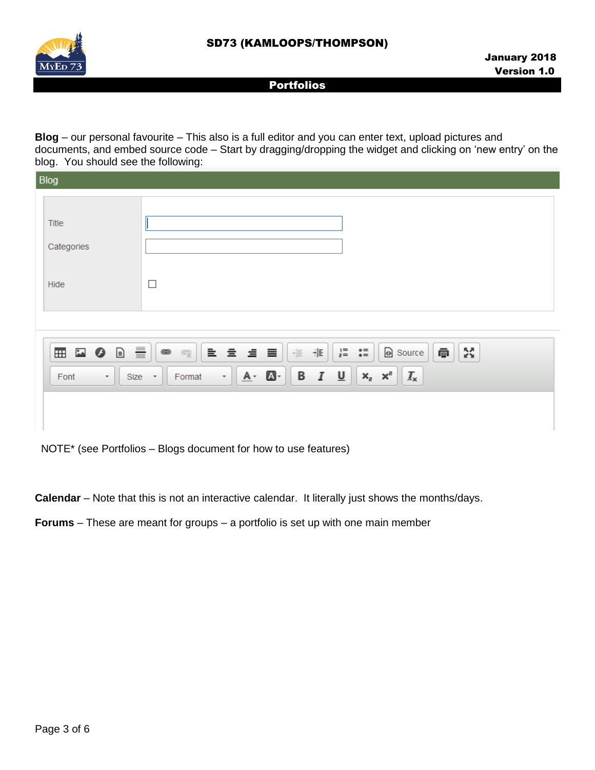**Blog** – our personal favourite – This also is a full editor and you can enter text, upload pictures and documents, and embed source code – Start by dragging/dropping the widget and clicking on 'new entry' on the blog. You should see the following:

NOTE* (see Portfolios – Blogs document for how to use features)

**Calendar** – Note that this is not an interactive calendar. It literally just shows the months/days.

**Forums** – These are meant for groups – a portfolio is set up with one main member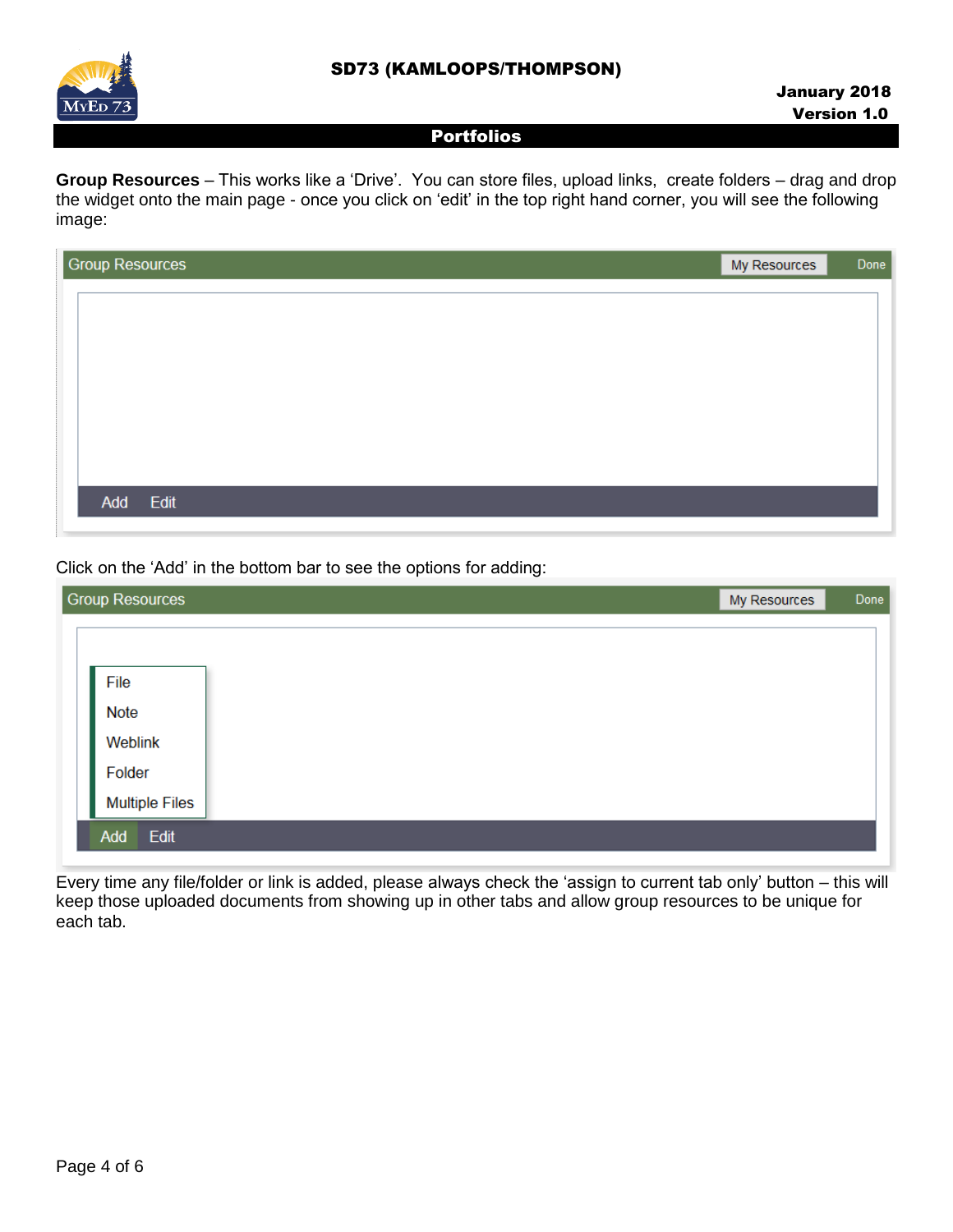**Group Resources** – This works like a 'Drive'. You can store files, upload links, create folders – drag and drop the widget onto the main page - once you click on 'edit' in the top right hand corner, you will see the following image:

Click on the 'Add' in the bottom bar to see the options for adding:

Every time any file/folder or link is added, please always check the 'assign to current tab only' button – this will keep those uploaded documents from showing up in other tabs and allow group resources to be unique for each tab.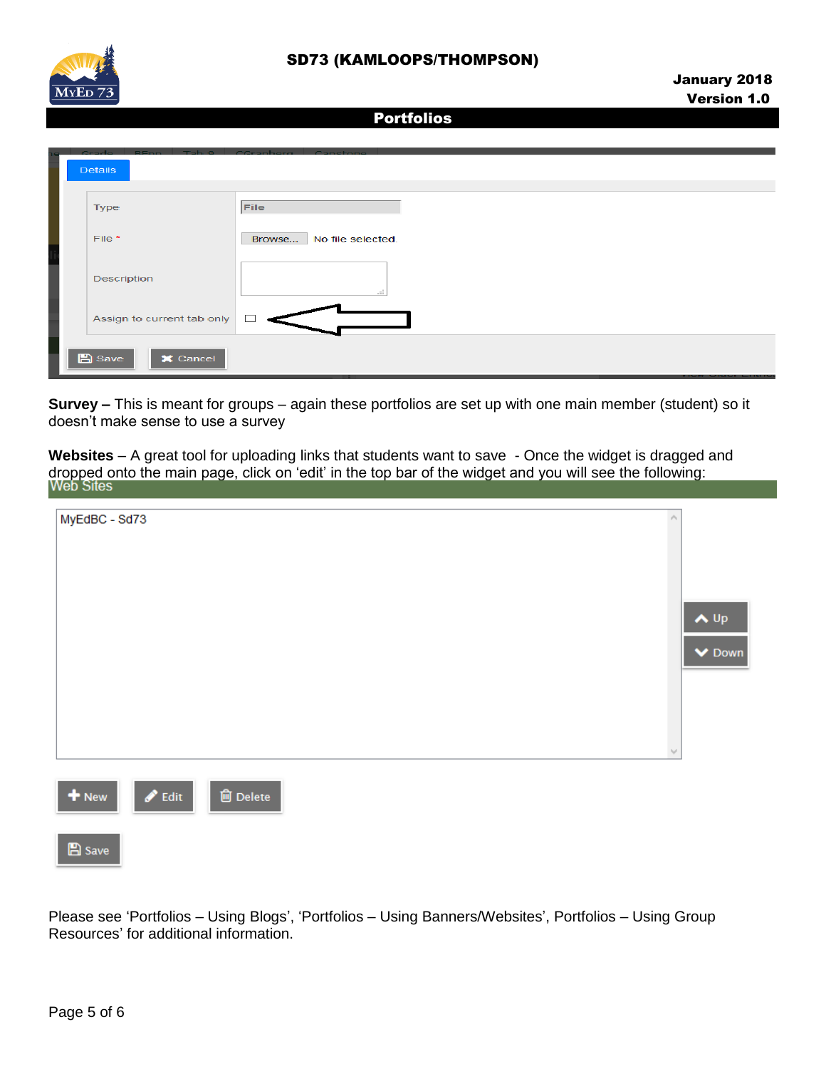**Survey –** This is meant for groups – again these portfolios are set up with one main member (student) so it doesn't make sense to use a survey

**Websites** – A great tool for uploading links that students want to save - Once the widget is dragged and dropped onto the main page, click on 'edit' in the top bar of the widget and you will see the following:

Please see 'Portfolios – Using Blogs', 'Portfolios – Using Banners/Websites', Portfolios – Using Group Resources' for additional information.